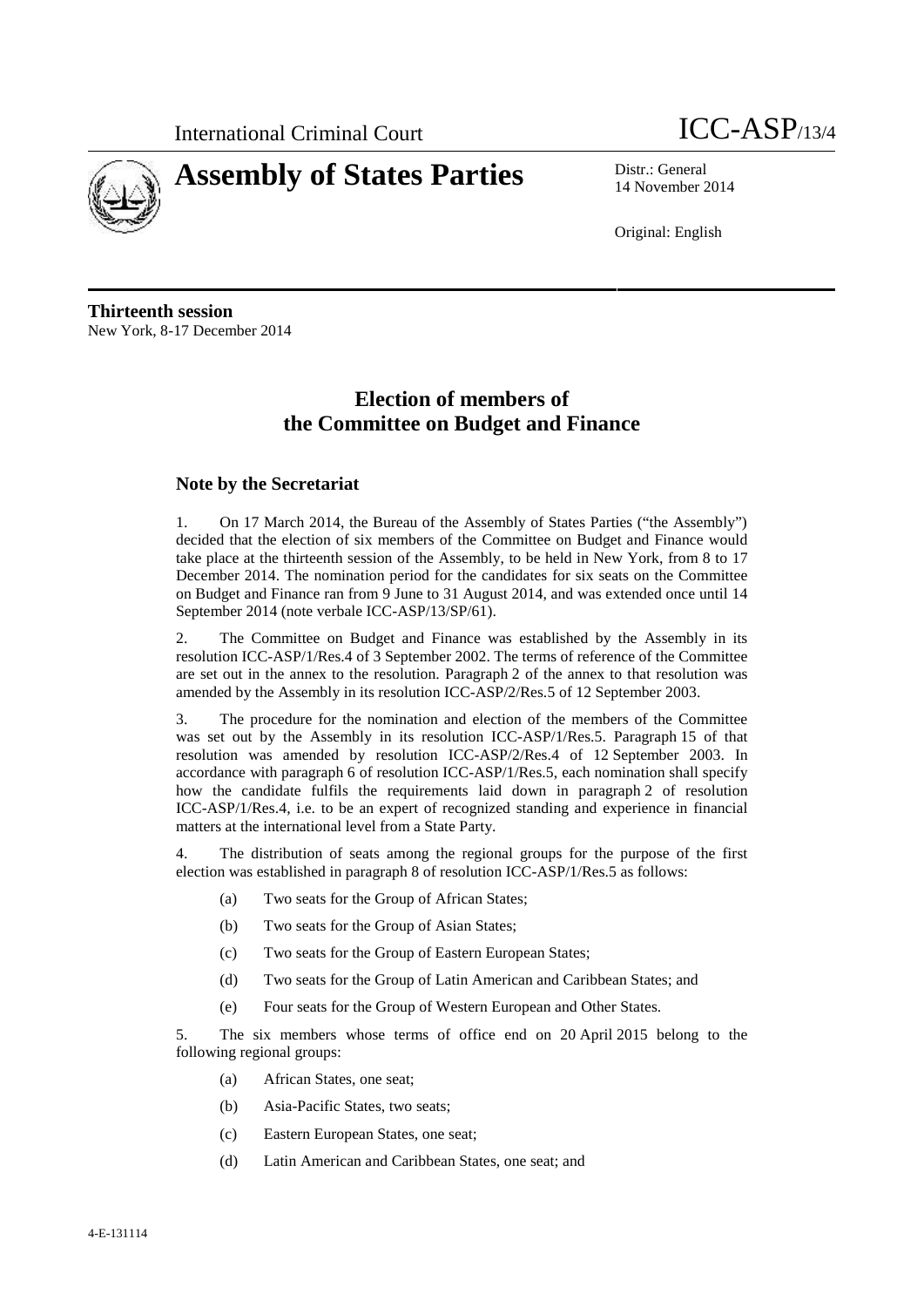International Criminal Court

# Assembly of States Parties

ICC-ASP/13/4

Distr.: General
14 November 2014

Original: English

**Thirteenth session**
New York, 8-17 December 2014

## Election of members of the Committee on Budget and Finance

### Note by the Secretariat

1. On 17 March 2014, the Bureau of the Assembly of States Parties ("the Assembly") decided that the election of six members of the Committee on Budget and Finance would take place at the thirteenth session of the Assembly, to be held in New York, from 8 to 17 December 2014. The nomination period for the candidates for six seats on the Committee on Budget and Finance ran from 9 June to 31 August 2014, and was extended once until 14 September 2014 (note verbale ICC-ASP/13/SP/61).

2. The Committee on Budget and Finance was established by the Assembly in its resolution ICC-ASP/1/Res.4 of 3 September 2002. The terms of reference of the Committee are set out in the annex to the resolution. Paragraph 2 of the annex to that resolution was amended by the Assembly in its resolution ICC-ASP/2/Res.5 of 12 September 2003.

3. The procedure for the nomination and election of the members of the Committee was set out by the Assembly in its resolution ICC-ASP/1/Res.5. Paragraph 15 of that resolution was amended by resolution ICC-ASP/2/Res.4 of 12 September 2003. In accordance with paragraph 6 of resolution ICC-ASP/1/Res.5, each nomination shall specify how the candidate fulfils the requirements laid down in paragraph 2 of resolution ICC-ASP/1/Res.4, i.e. to be an expert of recognized standing and experience in financial matters at the international level from a State Party.

4. The distribution of seats among the regional groups for the purpose of the first election was established in paragraph 8 of resolution ICC-ASP/1/Res.5 as follows:

  (a) Two seats for the Group of African States;

  (b) Two seats for the Group of Asian States;

  (c) Two seats for the Group of Eastern European States;

  (d) Two seats for the Group of Latin American and Caribbean States; and

  (e) Four seats for the Group of Western European and Other States.

5. The six members whose terms of office end on 20 April 2015 belong to the following regional groups:

  (a) African States, one seat;

  (b) Asia-Pacific States, two seats;

  (c) Eastern European States, one seat;

  (d) Latin American and Caribbean States, one seat; and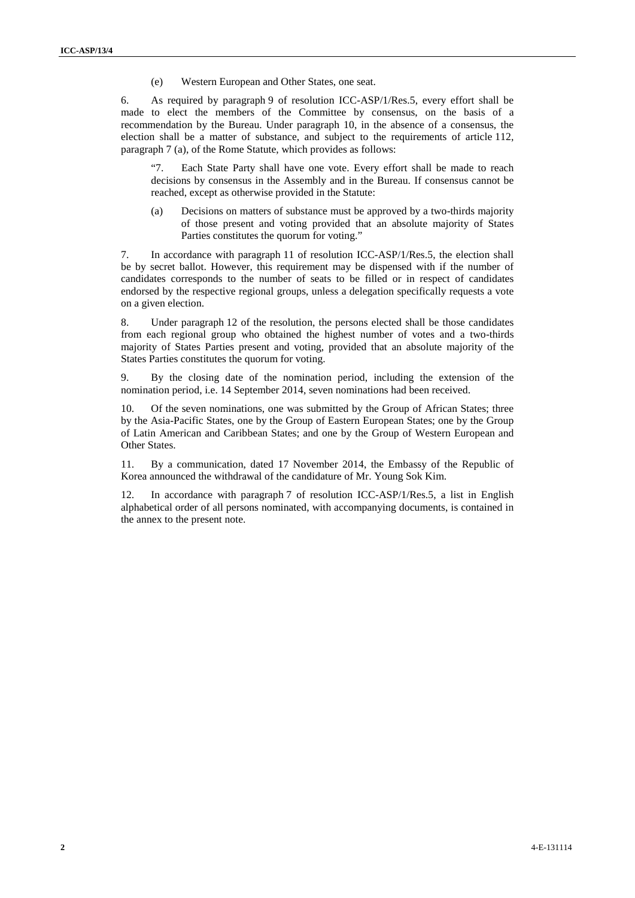(e) Western European and Other States, one seat.

6. As required by paragraph 9 of resolution ICC-ASP/1/Res.5, every effort shall be made to elect the members of the Committee by consensus, on the basis of a recommendation by the Bureau. Under paragraph 10, in the absence of a consensus, the election shall be a matter of substance, and subject to the requirements of article 112, paragraph 7 (a), of the Rome Statute, which provides as follows:

> "7. Each State Party shall have one vote. Every effort shall be made to reach decisions by consensus in the Assembly and in the Bureau. If consensus cannot be reached, except as otherwise provided in the Statute:
>
> (a) Decisions on matters of substance must be approved by a two-thirds majority of those present and voting provided that an absolute majority of States Parties constitutes the quorum for voting."

7. In accordance with paragraph 11 of resolution ICC-ASP/1/Res.5, the election shall be by secret ballot. However, this requirement may be dispensed with if the number of candidates corresponds to the number of seats to be filled or in respect of candidates endorsed by the respective regional groups, unless a delegation specifically requests a vote on a given election.

8. Under paragraph 12 of the resolution, the persons elected shall be those candidates from each regional group who obtained the highest number of votes and a two-thirds majority of States Parties present and voting, provided that an absolute majority of the States Parties constitutes the quorum for voting.

9. By the closing date of the nomination period, including the extension of the nomination period, i.e. 14 September 2014, seven nominations had been received.

10. Of the seven nominations, one was submitted by the Group of African States; three by the Asia-Pacific States, one by the Group of Eastern European States; one by the Group of Latin American and Caribbean States; and one by the Group of Western European and Other States.

11. By a communication, dated 17 November 2014, the Embassy of the Republic of Korea announced the withdrawal of the candidature of Mr. Young Sok Kim.

12. In accordance with paragraph 7 of resolution ICC-ASP/1/Res.5, a list in English alphabetical order of all persons nominated, with accompanying documents, is contained in the annex to the present note.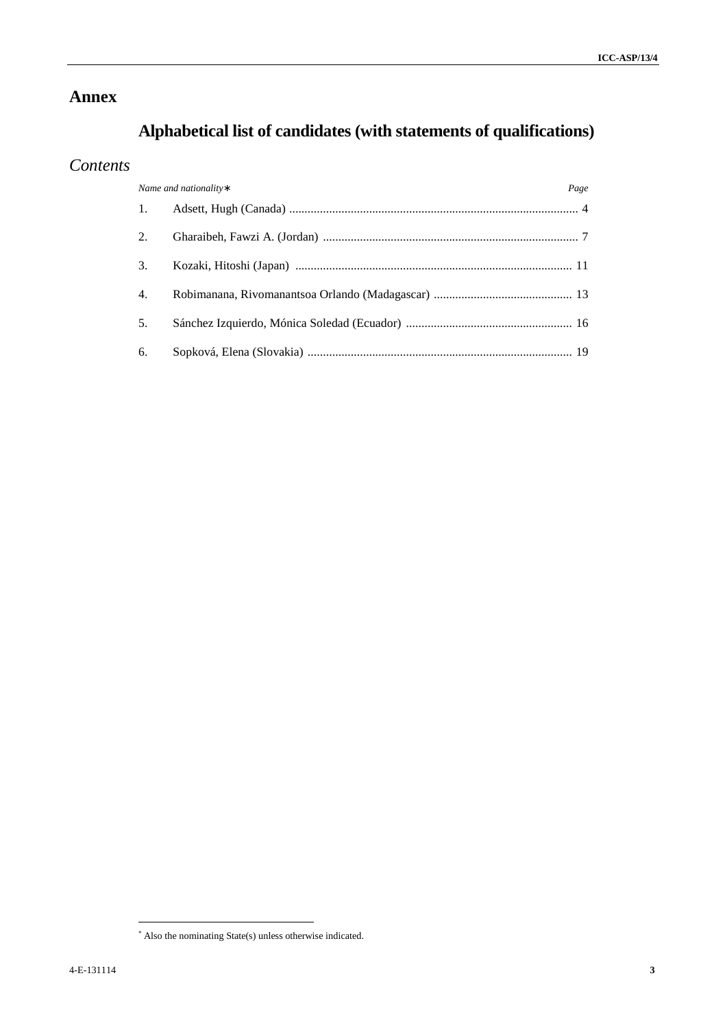# Annex

## Alphabetical list of candidates (with statements of qualifications)

### *Contents*

| *Name and nationality*[*] | *Page* |
|---|---|
| 1. Adsett, Hugh (Canada) | 4 |
| 2. Gharaibeh, Fawzi A. (Jordan) | 7 |
| 3. Kozaki, Hitoshi (Japan) | 11 |
| 4. Robimanana, Rivomanantsoa Orlando (Madagascar) | 13 |
| 5. Sánchez Izquierdo, Mónica Soledad (Ecuador) | 16 |
| 6. Sopková, Elena (Slovakia) | 19 |

[*] Also the nominating State(s) unless otherwise indicated.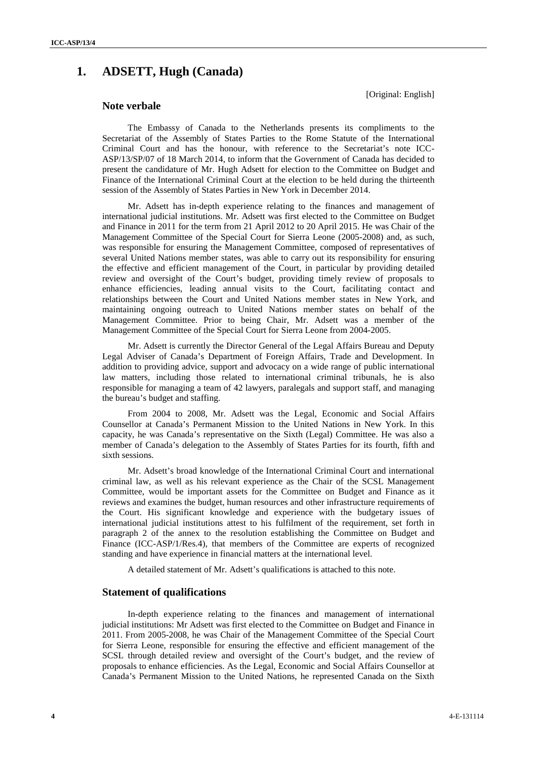# 1. ADSETT, Hugh (Canada)

[Original: English]

## Note verbale

The Embassy of Canada to the Netherlands presents its compliments to the Secretariat of the Assembly of States Parties to the Rome Statute of the International Criminal Court and has the honour, with reference to the Secretariat's note ICC-ASP/13/SP/07 of 18 March 2014, to inform that the Government of Canada has decided to present the candidature of Mr. Hugh Adsett for election to the Committee on Budget and Finance of the International Criminal Court at the election to be held during the thirteenth session of the Assembly of States Parties in New York in December 2014.

Mr. Adsett has in-depth experience relating to the finances and management of international judicial institutions. Mr. Adsett was first elected to the Committee on Budget and Finance in 2011 for the term from 21 April 2012 to 20 April 2015. He was Chair of the Management Committee of the Special Court for Sierra Leone (2005-2008) and, as such, was responsible for ensuring the Management Committee, composed of representatives of several United Nations member states, was able to carry out its responsibility for ensuring the effective and efficient management of the Court, in particular by providing detailed review and oversight of the Court's budget, providing timely review of proposals to enhance efficiencies, leading annual visits to the Court, facilitating contact and relationships between the Court and United Nations member states in New York, and maintaining ongoing outreach to United Nations member states on behalf of the Management Committee. Prior to being Chair, Mr. Adsett was a member of the Management Committee of the Special Court for Sierra Leone from 2004-2005.

Mr. Adsett is currently the Director General of the Legal Affairs Bureau and Deputy Legal Adviser of Canada's Department of Foreign Affairs, Trade and Development. In addition to providing advice, support and advocacy on a wide range of public international law matters, including those related to international criminal tribunals, he is also responsible for managing a team of 42 lawyers, paralegals and support staff, and managing the bureau's budget and staffing.

From 2004 to 2008, Mr. Adsett was the Legal, Economic and Social Affairs Counsellor at Canada's Permanent Mission to the United Nations in New York. In this capacity, he was Canada's representative on the Sixth (Legal) Committee. He was also a member of Canada's delegation to the Assembly of States Parties for its fourth, fifth and sixth sessions.

Mr. Adsett's broad knowledge of the International Criminal Court and international criminal law, as well as his relevant experience as the Chair of the SCSL Management Committee, would be important assets for the Committee on Budget and Finance as it reviews and examines the budget, human resources and other infrastructure requirements of the Court. His significant knowledge and experience with the budgetary issues of international judicial institutions attest to his fulfilment of the requirement, set forth in paragraph 2 of the annex to the resolution establishing the Committee on Budget and Finance (ICC-ASP/1/Res.4), that members of the Committee are experts of recognized standing and have experience in financial matters at the international level.

A detailed statement of Mr. Adsett's qualifications is attached to this note.

## Statement of qualifications

In-depth experience relating to the finances and management of international judicial institutions: Mr Adsett was first elected to the Committee on Budget and Finance in 2011. From 2005-2008, he was Chair of the Management Committee of the Special Court for Sierra Leone, responsible for ensuring the effective and efficient management of the SCSL through detailed review and oversight of the Court's budget, and the review of proposals to enhance efficiencies. As the Legal, Economic and Social Affairs Counsellor at Canada's Permanent Mission to the United Nations, he represented Canada on the Sixth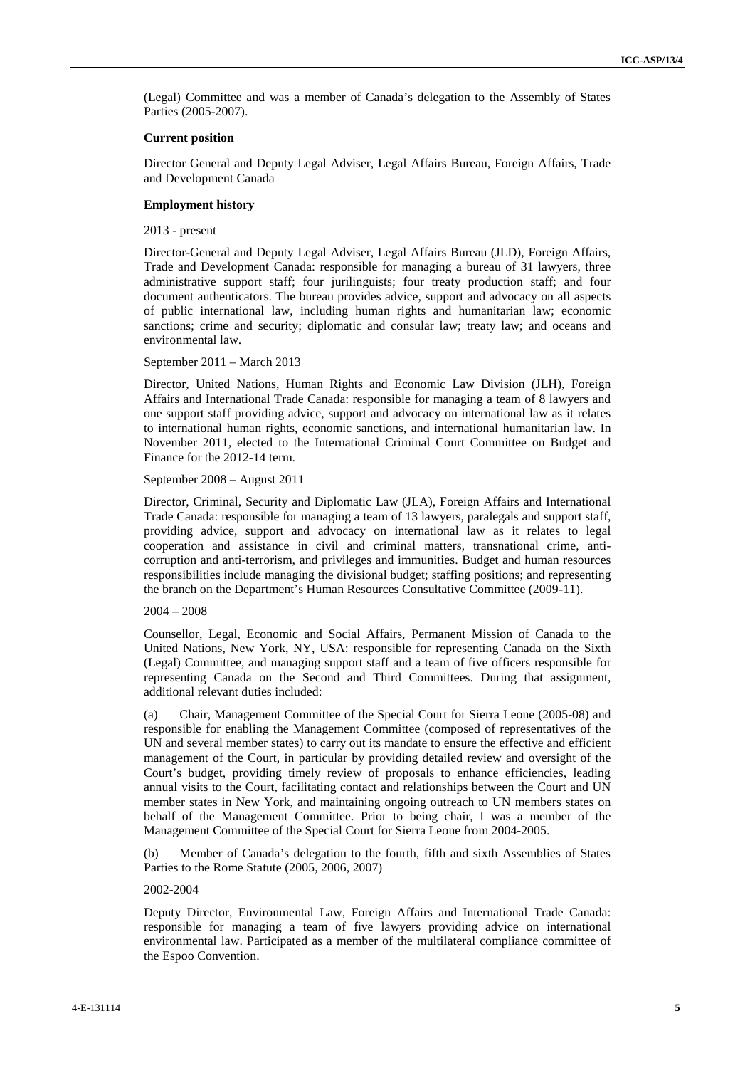(Legal) Committee and was a member of Canada's delegation to the Assembly of States Parties (2005-2007).

**Current position**

Director General and Deputy Legal Adviser, Legal Affairs Bureau, Foreign Affairs, Trade and Development Canada

**Employment history**

2013 - present

Director-General and Deputy Legal Adviser, Legal Affairs Bureau (JLD), Foreign Affairs, Trade and Development Canada: responsible for managing a bureau of 31 lawyers, three administrative support staff; four jurilinguists; four treaty production staff; and four document authenticators. The bureau provides advice, support and advocacy on all aspects of public international law, including human rights and humanitarian law; economic sanctions; crime and security; diplomatic and consular law; treaty law; and oceans and environmental law.

September 2011 – March 2013

Director, United Nations, Human Rights and Economic Law Division (JLH), Foreign Affairs and International Trade Canada: responsible for managing a team of 8 lawyers and one support staff providing advice, support and advocacy on international law as it relates to international human rights, economic sanctions, and international humanitarian law. In November 2011, elected to the International Criminal Court Committee on Budget and Finance for the 2012-14 term.

September 2008 – August 2011

Director, Criminal, Security and Diplomatic Law (JLA), Foreign Affairs and International Trade Canada: responsible for managing a team of 13 lawyers, paralegals and support staff, providing advice, support and advocacy on international law as it relates to legal cooperation and assistance in civil and criminal matters, transnational crime, anti-corruption and anti-terrorism, and privileges and immunities. Budget and human resources responsibilities include managing the divisional budget; staffing positions; and representing the branch on the Department's Human Resources Consultative Committee (2009-11).

2004 – 2008

Counsellor, Legal, Economic and Social Affairs, Permanent Mission of Canada to the United Nations, New York, NY, USA: responsible for representing Canada on the Sixth (Legal) Committee, and managing support staff and a team of five officers responsible for representing Canada on the Second and Third Committees. During that assignment, additional relevant duties included:

(a) Chair, Management Committee of the Special Court for Sierra Leone (2005-08) and responsible for enabling the Management Committee (composed of representatives of the UN and several member states) to carry out its mandate to ensure the effective and efficient management of the Court, in particular by providing detailed review and oversight of the Court's budget, providing timely review of proposals to enhance efficiencies, leading annual visits to the Court, facilitating contact and relationships between the Court and UN member states in New York, and maintaining ongoing outreach to UN members states on behalf of the Management Committee. Prior to being chair, I was a member of the Management Committee of the Special Court for Sierra Leone from 2004-2005.

(b) Member of Canada's delegation to the fourth, fifth and sixth Assemblies of States Parties to the Rome Statute (2005, 2006, 2007)

2002-2004

Deputy Director, Environmental Law, Foreign Affairs and International Trade Canada: responsible for managing a team of five lawyers providing advice on international environmental law. Participated as a member of the multilateral compliance committee of the Espoo Convention.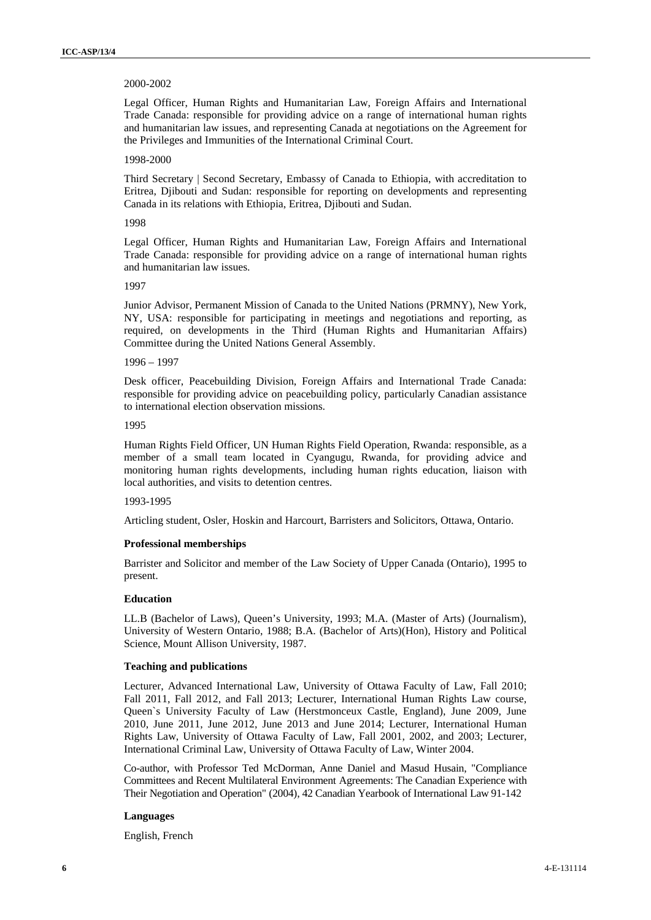2000-2002

Legal Officer, Human Rights and Humanitarian Law, Foreign Affairs and International Trade Canada: responsible for providing advice on a range of international human rights and humanitarian law issues, and representing Canada at negotiations on the Agreement for the Privileges and Immunities of the International Criminal Court.

1998-2000

Third Secretary | Second Secretary, Embassy of Canada to Ethiopia, with accreditation to Eritrea, Djibouti and Sudan: responsible for reporting on developments and representing Canada in its relations with Ethiopia, Eritrea, Djibouti and Sudan.

1998

Legal Officer, Human Rights and Humanitarian Law, Foreign Affairs and International Trade Canada: responsible for providing advice on a range of international human rights and humanitarian law issues.

1997

Junior Advisor, Permanent Mission of Canada to the United Nations (PRMNY), New York, NY, USA: responsible for participating in meetings and negotiations and reporting, as required, on developments in the Third (Human Rights and Humanitarian Affairs) Committee during the United Nations General Assembly.

1996 – 1997

Desk officer, Peacebuilding Division, Foreign Affairs and International Trade Canada: responsible for providing advice on peacebuilding policy, particularly Canadian assistance to international election observation missions.

1995

Human Rights Field Officer, UN Human Rights Field Operation, Rwanda: responsible, as a member of a small team located in Cyangugu, Rwanda, for providing advice and monitoring human rights developments, including human rights education, liaison with local authorities, and visits to detention centres.

1993-1995

Articling student, Osler, Hoskin and Harcourt, Barristers and Solicitors, Ottawa, Ontario.

**Professional memberships**

Barrister and Solicitor and member of the Law Society of Upper Canada (Ontario), 1995 to present.

**Education**

LL.B (Bachelor of Laws), Queen's University, 1993; M.A. (Master of Arts) (Journalism), University of Western Ontario, 1988; B.A. (Bachelor of Arts)(Hon), History and Political Science, Mount Allison University, 1987.

**Teaching and publications**

Lecturer, Advanced International Law, University of Ottawa Faculty of Law, Fall 2010; Fall 2011, Fall 2012, and Fall 2013; Lecturer, International Human Rights Law course, Queen`s University Faculty of Law (Herstmonceux Castle, England), June 2009, June 2010, June 2011, June 2012, June 2013 and June 2014; Lecturer, International Human Rights Law, University of Ottawa Faculty of Law, Fall 2001, 2002, and 2003; Lecturer, International Criminal Law, University of Ottawa Faculty of Law, Winter 2004.

Co-author, with Professor Ted McDorman, Anne Daniel and Masud Husain, "Compliance Committees and Recent Multilateral Environment Agreements: The Canadian Experience with Their Negotiation and Operation" (2004), 42 Canadian Yearbook of International Law 91-142

**Languages**

English, French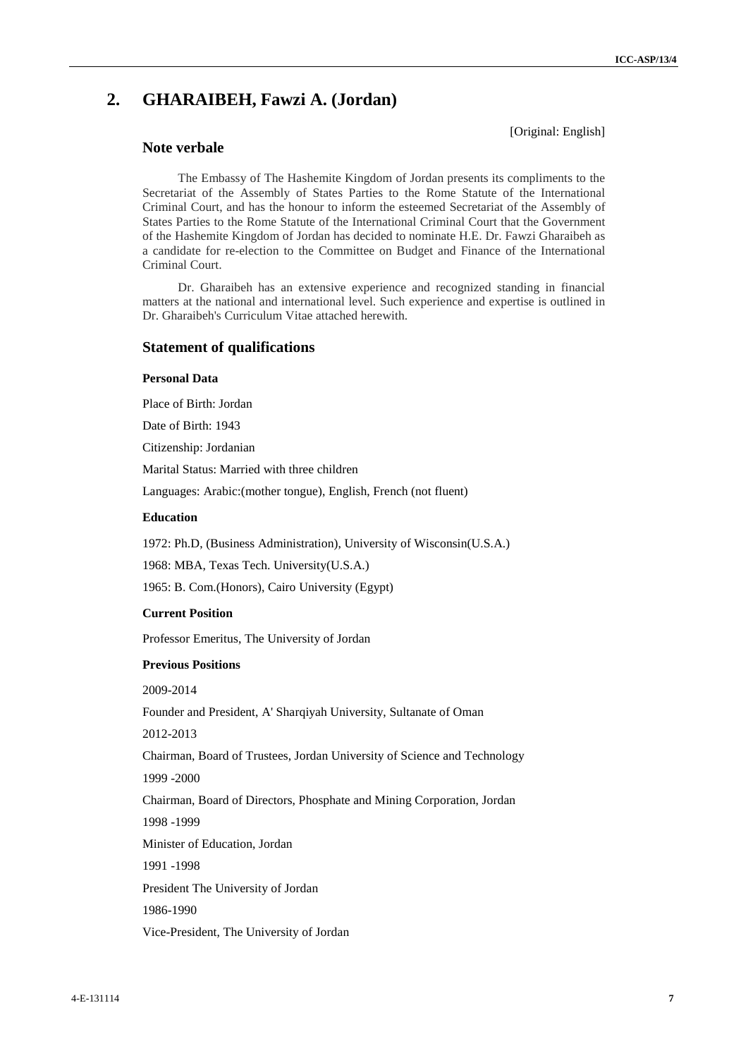## 2. GHARAIBEH, Fawzi A. (Jordan)

[Original: English]

### Note verbale

The Embassy of The Hashemite Kingdom of Jordan presents its compliments to the Secretariat of the Assembly of States Parties to the Rome Statute of the International Criminal Court, and has the honour to inform the esteemed Secretariat of the Assembly of States Parties to the Rome Statute of the International Criminal Court that the Government of the Hashemite Kingdom of Jordan has decided to nominate H.E. Dr. Fawzi Gharaibeh as a candidate for re-election to the Committee on Budget and Finance of the International Criminal Court.

Dr. Gharaibeh has an extensive experience and recognized standing in financial matters at the national and international level. Such experience and expertise is outlined in Dr. Gharaibeh's Curriculum Vitae attached herewith.

### Statement of qualifications

#### Personal Data

Place of Birth: Jordan

Date of Birth: 1943

Citizenship: Jordanian

Marital Status: Married with three children

Languages: Arabic:(mother tongue), English, French (not fluent)

#### Education

1972: Ph.D, (Business Administration), University of Wisconsin(U.S.A.)

1968: MBA, Texas Tech. University(U.S.A.)

1965: B. Com.(Honors), Cairo University (Egypt)

#### Current Position

Professor Emeritus, The University of Jordan

#### Previous Positions

2009-2014

Founder and President, A' Sharqiyah University, Sultanate of Oman

2012-2013

Chairman, Board of Trustees, Jordan University of Science and Technology

1999 -2000

Chairman, Board of Directors, Phosphate and Mining Corporation, Jordan

1998 -1999

Minister of Education, Jordan

1991 -1998

President The University of Jordan

1986-1990

Vice-President, The University of Jordan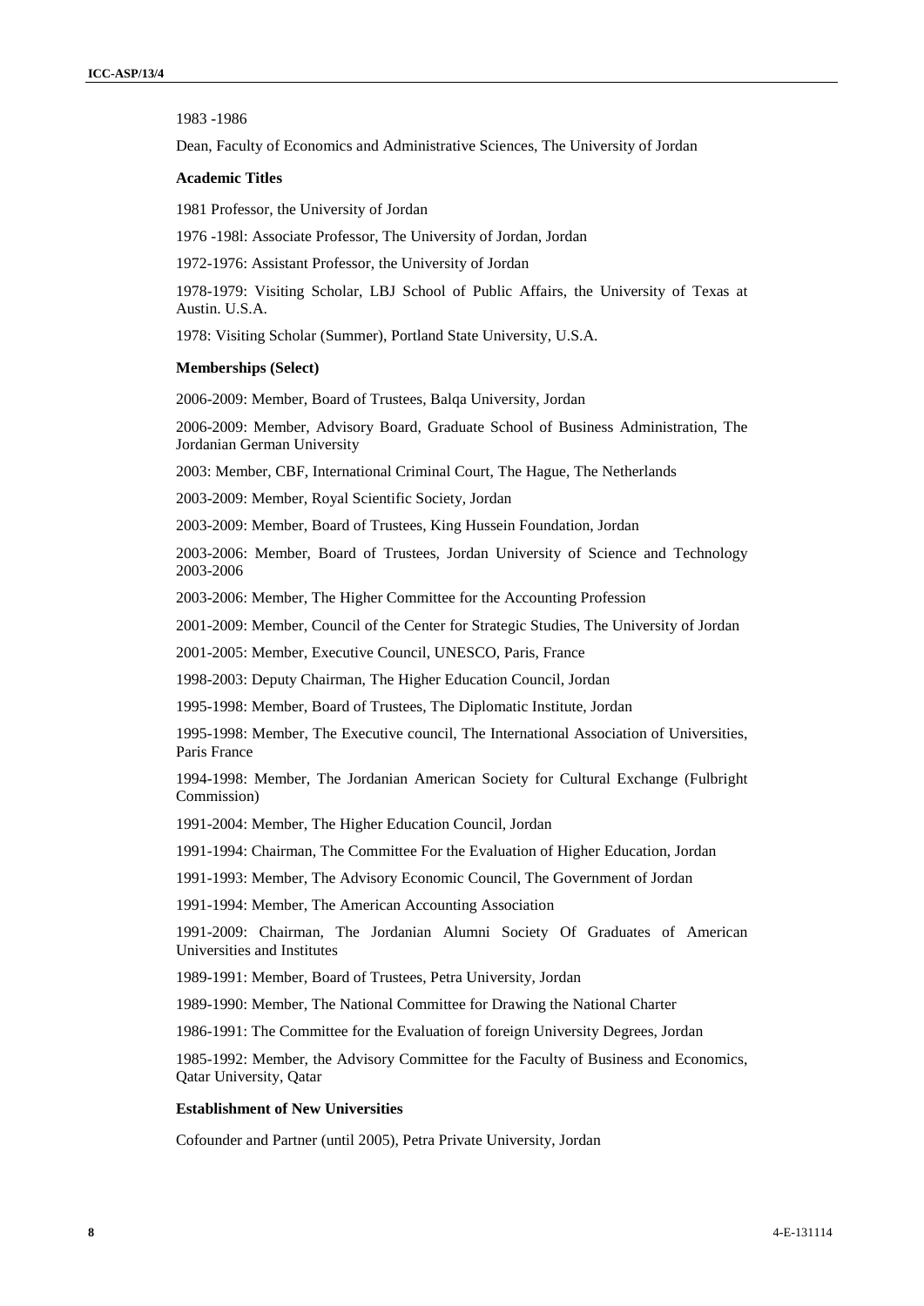1983 -1986

Dean, Faculty of Economics and Administrative Sciences, The University of Jordan

**Academic Titles**

1981 Professor, the University of Jordan

1976 -198l: Associate Professor, The University of Jordan, Jordan

1972-1976: Assistant Professor, the University of Jordan

1978-1979: Visiting Scholar, LBJ School of Public Affairs, the University of Texas at Austin. U.S.A.

1978: Visiting Scholar (Summer), Portland State University, U.S.A.

**Memberships (Select)**

2006-2009: Member, Board of Trustees, Balqa University, Jordan

2006-2009: Member, Advisory Board, Graduate School of Business Administration, The Jordanian German University

2003: Member, CBF, International Criminal Court, The Hague, The Netherlands

2003-2009: Member, Royal Scientific Society, Jordan

2003-2009: Member, Board of Trustees, King Hussein Foundation, Jordan

2003-2006: Member, Board of Trustees, Jordan University of Science and Technology 2003-2006

2003-2006: Member, The Higher Committee for the Accounting Profession

2001-2009: Member, Council of the Center for Strategic Studies, The University of Jordan

2001-2005: Member, Executive Council, UNESCO, Paris, France

1998-2003: Deputy Chairman, The Higher Education Council, Jordan

1995-1998: Member, Board of Trustees, The Diplomatic Institute, Jordan

1995-1998: Member, The Executive council, The International Association of Universities, Paris France

1994-1998: Member, The Jordanian American Society for Cultural Exchange (Fulbright Commission)

1991-2004: Member, The Higher Education Council, Jordan

1991-1994: Chairman, The Committee For the Evaluation of Higher Education, Jordan

1991-1993: Member, The Advisory Economic Council, The Government of Jordan

1991-1994: Member, The American Accounting Association

1991-2009: Chairman, The Jordanian Alumni Society Of Graduates of American Universities and Institutes

1989-1991: Member, Board of Trustees, Petra University, Jordan

1989-1990: Member, The National Committee for Drawing the National Charter

1986-1991: The Committee for the Evaluation of foreign University Degrees, Jordan

1985-1992: Member, the Advisory Committee for the Faculty of Business and Economics, Qatar University, Qatar

**Establishment of New Universities**

Cofounder and Partner (until 2005), Petra Private University, Jordan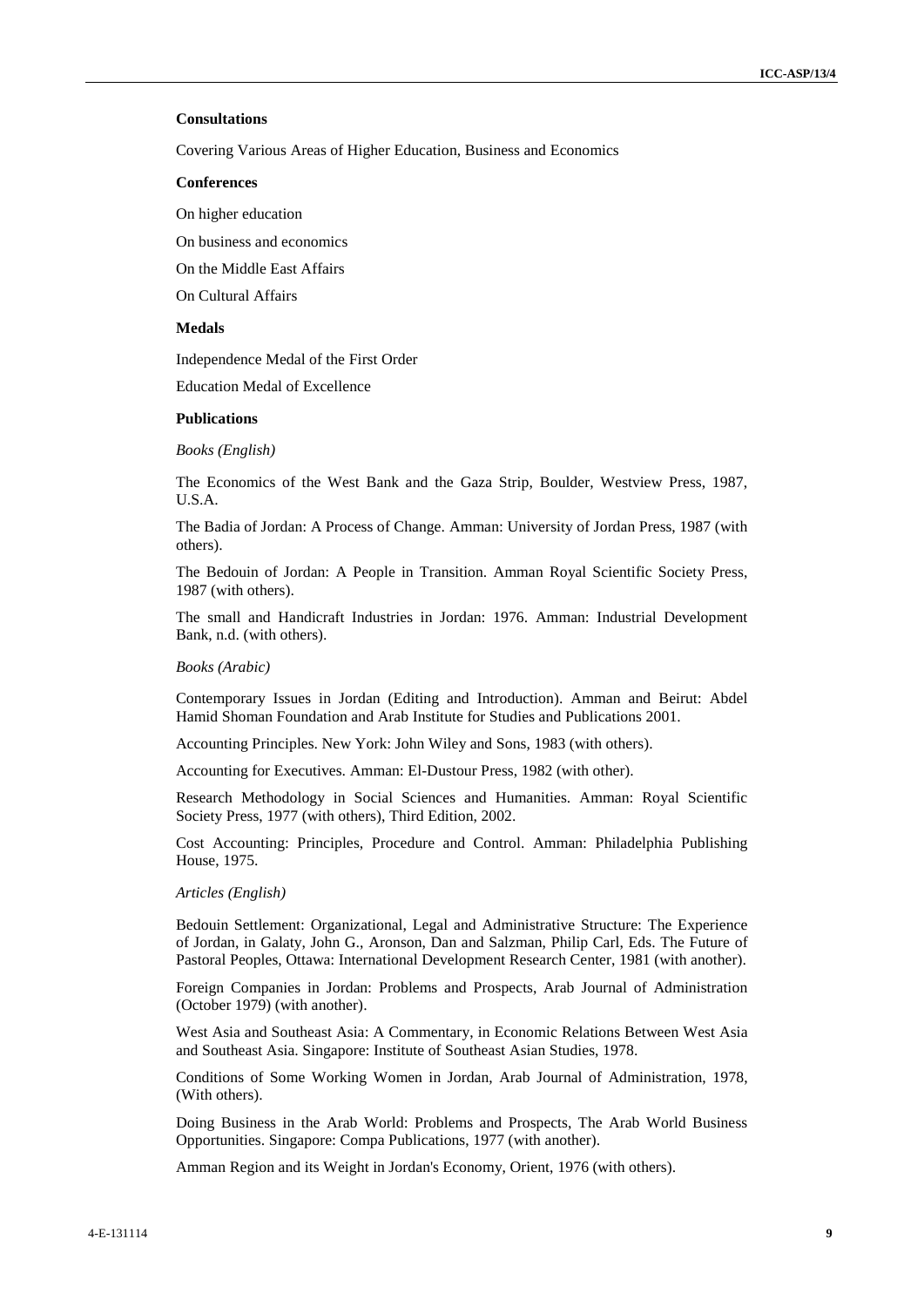**Consultations**

Covering Various Areas of Higher Education, Business and Economics

**Conferences**

On higher education

On business and economics

On the Middle East Affairs

On Cultural Affairs

**Medals**

Independence Medal of the First Order

Education Medal of Excellence

**Publications**

*Books (English)*

The Economics of the West Bank and the Gaza Strip, Boulder, Westview Press, 1987, U.S.A.

The Badia of Jordan: A Process of Change. Amman: University of Jordan Press, 1987 (with others).

The Bedouin of Jordan: A People in Transition. Amman Royal Scientific Society Press, 1987 (with others).

The small and Handicraft Industries in Jordan: 1976. Amman: Industrial Development Bank, n.d. (with others).

*Books (Arabic)*

Contemporary Issues in Jordan (Editing and Introduction). Amman and Beirut: Abdel Hamid Shoman Foundation and Arab Institute for Studies and Publications 2001.

Accounting Principles. New York: John Wiley and Sons, 1983 (with others).

Accounting for Executives. Amman: El-Dustour Press, 1982 (with other).

Research Methodology in Social Sciences and Humanities. Amman: Royal Scientific Society Press, 1977 (with others), Third Edition, 2002.

Cost Accounting: Principles, Procedure and Control. Amman: Philadelphia Publishing House, 1975.

*Articles (English)*

Bedouin Settlement: Organizational, Legal and Administrative Structure: The Experience of Jordan, in Galaty, John G., Aronson, Dan and Salzman, Philip Carl, Eds. The Future of Pastoral Peoples, Ottawa: International Development Research Center, 1981 (with another).

Foreign Companies in Jordan: Problems and Prospects, Arab Journal of Administration (October 1979) (with another).

West Asia and Southeast Asia: A Commentary, in Economic Relations Between West Asia and Southeast Asia. Singapore: Institute of Southeast Asian Studies, 1978.

Conditions of Some Working Women in Jordan, Arab Journal of Administration, 1978, (With others).

Doing Business in the Arab World: Problems and Prospects, The Arab World Business Opportunities. Singapore: Compa Publications, 1977 (with another).

Amman Region and its Weight in Jordan's Economy, Orient, 1976 (with others).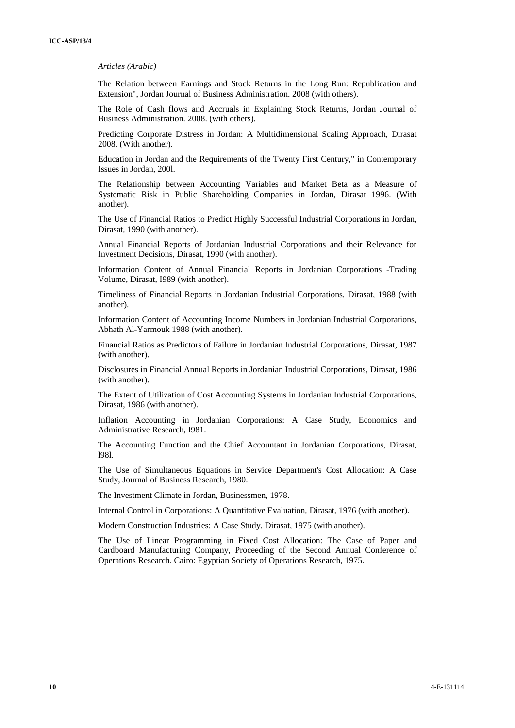*Articles (Arabic)*

The Relation between Earnings and Stock Returns in the Long Run: Republication and Extension", Jordan Journal of Business Administration. 2008 (with others).

The Role of Cash flows and Accruals in Explaining Stock Returns, Jordan Journal of Business Administration. 2008. (with others).

Predicting Corporate Distress in Jordan: A Multidimensional Scaling Approach, Dirasat 2008. (With another).

Education in Jordan and the Requirements of the Twenty First Century," in Contemporary Issues in Jordan, 200l.

The Relationship between Accounting Variables and Market Beta as a Measure of Systematic Risk in Public Shareholding Companies in Jordan, Dirasat 1996. (With another).

The Use of Financial Ratios to Predict Highly Successful Industrial Corporations in Jordan, Dirasat, 1990 (with another).

Annual Financial Reports of Jordanian Industrial Corporations and their Relevance for Investment Decisions, Dirasat, 1990 (with another).

Information Content of Annual Financial Reports in Jordanian Corporations -Trading Volume, Dirasat, I989 (with another).

Timeliness of Financial Reports in Jordanian Industrial Corporations, Dirasat, 1988 (with another).

Information Content of Accounting Income Numbers in Jordanian Industrial Corporations, Abhath Al-Yarmouk 1988 (with another).

Financial Ratios as Predictors of Failure in Jordanian Industrial Corporations, Dirasat, 1987 (with another).

Disclosures in Financial Annual Reports in Jordanian Industrial Corporations, Dirasat, 1986 (with another).

The Extent of Utilization of Cost Accounting Systems in Jordanian Industrial Corporations, Dirasat, 1986 (with another).

Inflation Accounting in Jordanian Corporations: A Case Study, Economics and Administrative Research, I981.

The Accounting Function and the Chief Accountant in Jordanian Corporations, Dirasat, l98l.

The Use of Simultaneous Equations in Service Department's Cost Allocation: A Case Study, Journal of Business Research, 1980.

The Investment Climate in Jordan, Businessmen, 1978.

Internal Control in Corporations: A Quantitative Evaluation, Dirasat, 1976 (with another).

Modern Construction Industries: A Case Study, Dirasat, 1975 (with another).

The Use of Linear Programming in Fixed Cost Allocation: The Case of Paper and Cardboard Manufacturing Company, Proceeding of the Second Annual Conference of Operations Research. Cairo: Egyptian Society of Operations Research, 1975.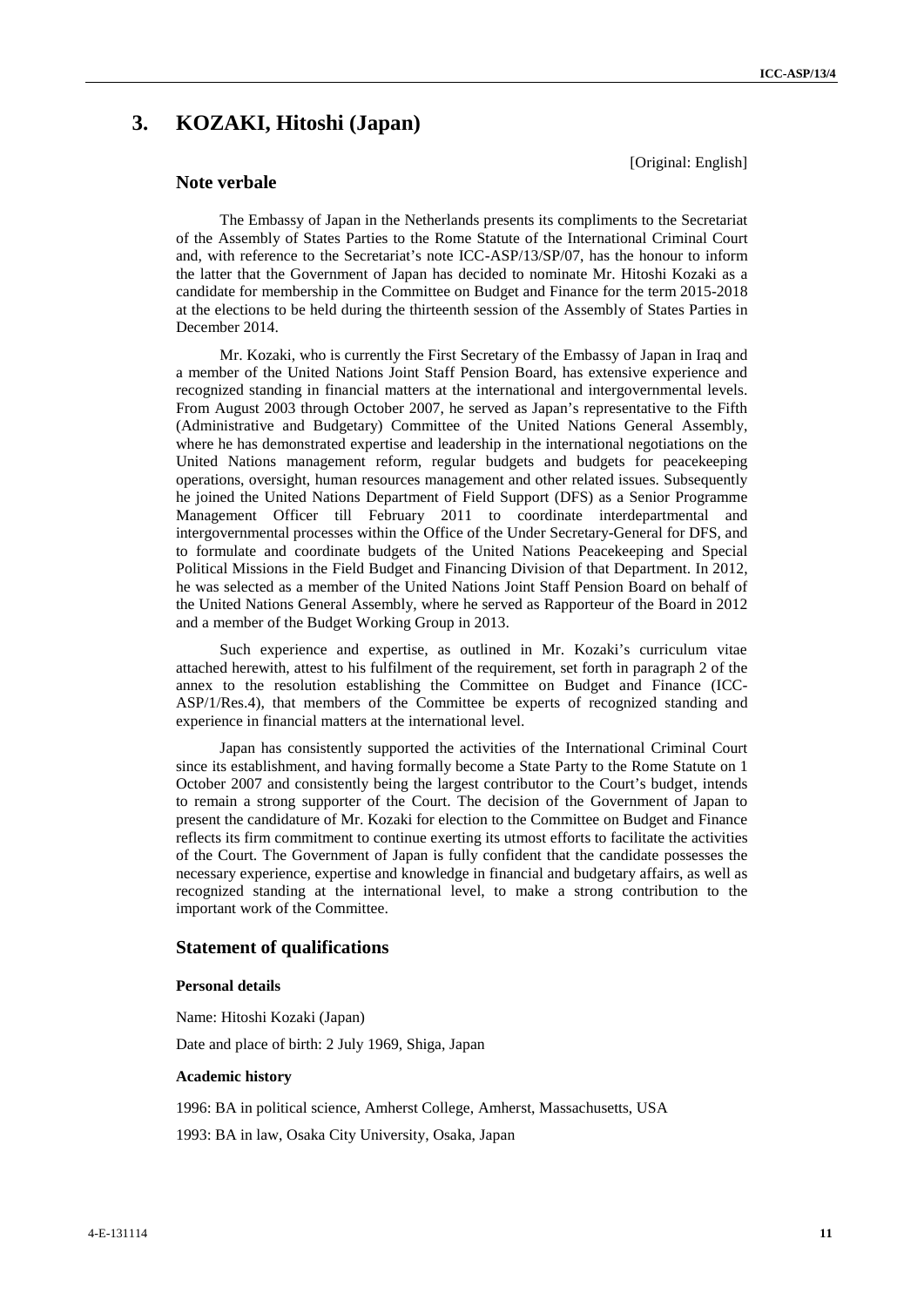# 3. KOZAKI, Hitoshi (Japan)

[Original: English]

## Note verbale

The Embassy of Japan in the Netherlands presents its compliments to the Secretariat of the Assembly of States Parties to the Rome Statute of the International Criminal Court and, with reference to the Secretariat's note ICC-ASP/13/SP/07, has the honour to inform the latter that the Government of Japan has decided to nominate Mr. Hitoshi Kozaki as a candidate for membership in the Committee on Budget and Finance for the term 2015-2018 at the elections to be held during the thirteenth session of the Assembly of States Parties in December 2014.

Mr. Kozaki, who is currently the First Secretary of the Embassy of Japan in Iraq and a member of the United Nations Joint Staff Pension Board, has extensive experience and recognized standing in financial matters at the international and intergovernmental levels. From August 2003 through October 2007, he served as Japan's representative to the Fifth (Administrative and Budgetary) Committee of the United Nations General Assembly, where he has demonstrated expertise and leadership in the international negotiations on the United Nations management reform, regular budgets and budgets for peacekeeping operations, oversight, human resources management and other related issues. Subsequently he joined the United Nations Department of Field Support (DFS) as a Senior Programme Management Officer till February 2011 to coordinate interdepartmental and intergovernmental processes within the Office of the Under Secretary-General for DFS, and to formulate and coordinate budgets of the United Nations Peacekeeping and Special Political Missions in the Field Budget and Financing Division of that Department. In 2012, he was selected as a member of the United Nations Joint Staff Pension Board on behalf of the United Nations General Assembly, where he served as Rapporteur of the Board in 2012 and a member of the Budget Working Group in 2013.

Such experience and expertise, as outlined in Mr. Kozaki's curriculum vitae attached herewith, attest to his fulfilment of the requirement, set forth in paragraph 2 of the annex to the resolution establishing the Committee on Budget and Finance (ICC-ASP/1/Res.4), that members of the Committee be experts of recognized standing and experience in financial matters at the international level.

Japan has consistently supported the activities of the International Criminal Court since its establishment, and having formally become a State Party to the Rome Statute on 1 October 2007 and consistently being the largest contributor to the Court's budget, intends to remain a strong supporter of the Court. The decision of the Government of Japan to present the candidature of Mr. Kozaki for election to the Committee on Budget and Finance reflects its firm commitment to continue exerting its utmost efforts to facilitate the activities of the Court. The Government of Japan is fully confident that the candidate possesses the necessary experience, expertise and knowledge in financial and budgetary affairs, as well as recognized standing at the international level, to make a strong contribution to the important work of the Committee.

## Statement of qualifications

### Personal details

Name: Hitoshi Kozaki (Japan)

Date and place of birth: 2 July 1969, Shiga, Japan

### Academic history

1996: BA in political science, Amherst College, Amherst, Massachusetts, USA

1993: BA in law, Osaka City University, Osaka, Japan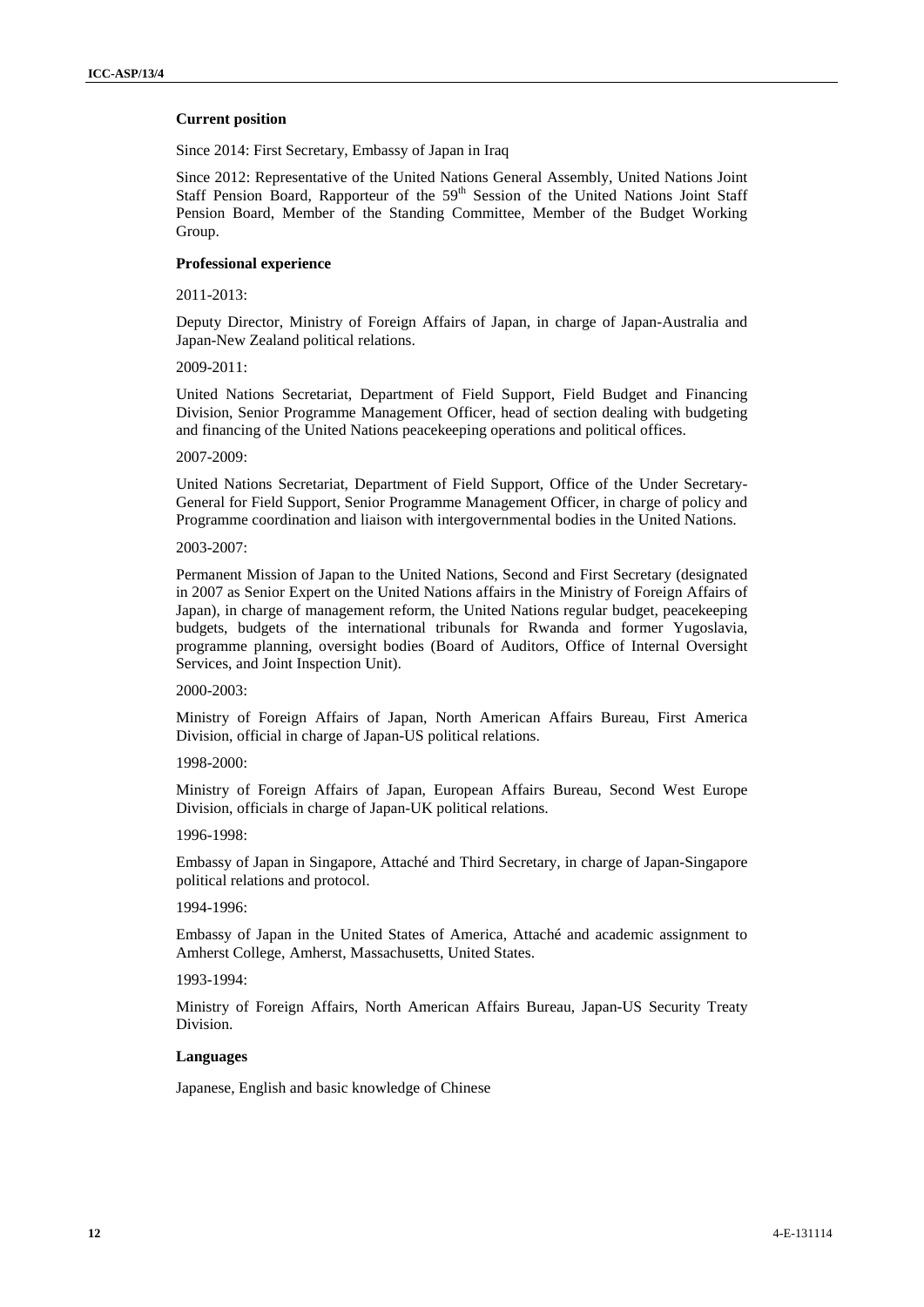**Current position**

Since 2014: First Secretary, Embassy of Japan in Iraq

Since 2012: Representative of the United Nations General Assembly, United Nations Joint Staff Pension Board, Rapporteur of the 59th Session of the United Nations Joint Staff Pension Board, Member of the Standing Committee, Member of the Budget Working Group.

**Professional experience**

2011-2013:

Deputy Director, Ministry of Foreign Affairs of Japan, in charge of Japan-Australia and Japan-New Zealand political relations.

2009-2011:

United Nations Secretariat, Department of Field Support, Field Budget and Financing Division, Senior Programme Management Officer, head of section dealing with budgeting and financing of the United Nations peacekeeping operations and political offices.

2007-2009:

United Nations Secretariat, Department of Field Support, Office of the Under Secretary-General for Field Support, Senior Programme Management Officer, in charge of policy and Programme coordination and liaison with intergovernmental bodies in the United Nations.

2003-2007:

Permanent Mission of Japan to the United Nations, Second and First Secretary (designated in 2007 as Senior Expert on the United Nations affairs in the Ministry of Foreign Affairs of Japan), in charge of management reform, the United Nations regular budget, peacekeeping budgets, budgets of the international tribunals for Rwanda and former Yugoslavia, programme planning, oversight bodies (Board of Auditors, Office of Internal Oversight Services, and Joint Inspection Unit).

2000-2003:

Ministry of Foreign Affairs of Japan, North American Affairs Bureau, First America Division, official in charge of Japan-US political relations.

1998-2000:

Ministry of Foreign Affairs of Japan, European Affairs Bureau, Second West Europe Division, officials in charge of Japan-UK political relations.

1996-1998:

Embassy of Japan in Singapore, Attaché and Third Secretary, in charge of Japan-Singapore political relations and protocol.

1994-1996:

Embassy of Japan in the United States of America, Attaché and academic assignment to Amherst College, Amherst, Massachusetts, United States.

1993-1994:

Ministry of Foreign Affairs, North American Affairs Bureau, Japan-US Security Treaty Division.

**Languages**

Japanese, English and basic knowledge of Chinese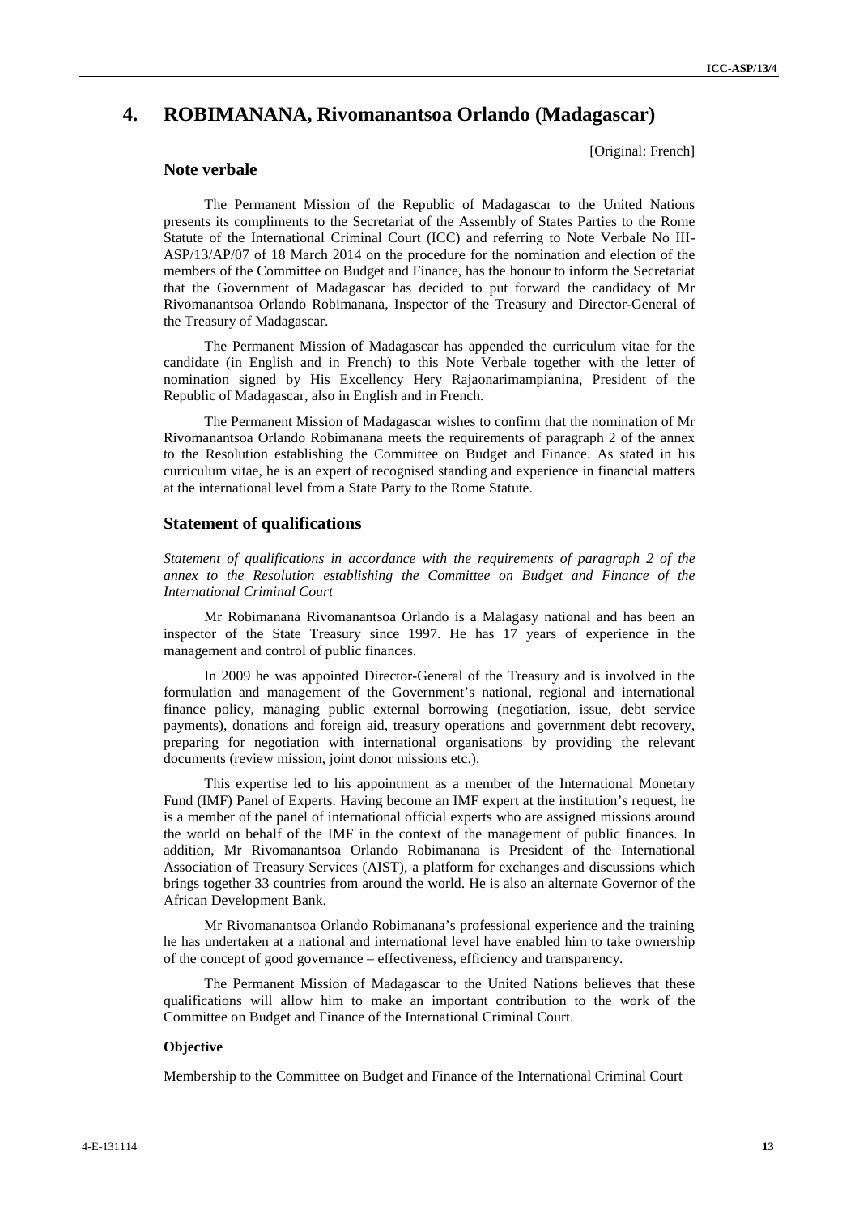# 4. ROBIMANANA, Rivomanantsoa Orlando (Madagascar)

[Original: French]

## Note verbale

The Permanent Mission of the Republic of Madagascar to the United Nations presents its compliments to the Secretariat of the Assembly of States Parties to the Rome Statute of the International Criminal Court (ICC) and referring to Note Verbale No III-ASP/13/AP/07 of 18 March 2014 on the procedure for the nomination and election of the members of the Committee on Budget and Finance, has the honour to inform the Secretariat that the Government of Madagascar has decided to put forward the candidacy of Mr Rivomanantsoa Orlando Robimanana, Inspector of the Treasury and Director-General of the Treasury of Madagascar.

The Permanent Mission of Madagascar has appended the curriculum vitae for the candidate (in English and in French) to this Note Verbale together with the letter of nomination signed by His Excellency Hery Rajaonarimampianina, President of the Republic of Madagascar, also in English and in French.

The Permanent Mission of Madagascar wishes to confirm that the nomination of Mr Rivomanantsoa Orlando Robimanana meets the requirements of paragraph 2 of the annex to the Resolution establishing the Committee on Budget and Finance. As stated in his curriculum vitae, he is an expert of recognised standing and experience in financial matters at the international level from a State Party to the Rome Statute.

## Statement of qualifications

*Statement of qualifications in accordance with the requirements of paragraph 2 of the annex to the Resolution establishing the Committee on Budget and Finance of the International Criminal Court*

Mr Robimanana Rivomanantsoa Orlando is a Malagasy national and has been an inspector of the State Treasury since 1997. He has 17 years of experience in the management and control of public finances.

In 2009 he was appointed Director-General of the Treasury and is involved in the formulation and management of the Government's national, regional and international finance policy, managing public external borrowing (negotiation, issue, debt service payments), donations and foreign aid, treasury operations and government debt recovery, preparing for negotiation with international organisations by providing the relevant documents (review mission, joint donor missions etc.).

This expertise led to his appointment as a member of the International Monetary Fund (IMF) Panel of Experts. Having become an IMF expert at the institution's request, he is a member of the panel of international official experts who are assigned missions around the world on behalf of the IMF in the context of the management of public finances. In addition, Mr Rivomanantsoa Orlando Robimanana is President of the International Association of Treasury Services (AIST), a platform for exchanges and discussions which brings together 33 countries from around the world. He is also an alternate Governor of the African Development Bank.

Mr Rivomanantsoa Orlando Robimanana's professional experience and the training he has undertaken at a national and international level have enabled him to take ownership of the concept of good governance – effectiveness, efficiency and transparency.

The Permanent Mission of Madagascar to the United Nations believes that these qualifications will allow him to make an important contribution to the work of the Committee on Budget and Finance of the International Criminal Court.

**Objective**

Membership to the Committee on Budget and Finance of the International Criminal Court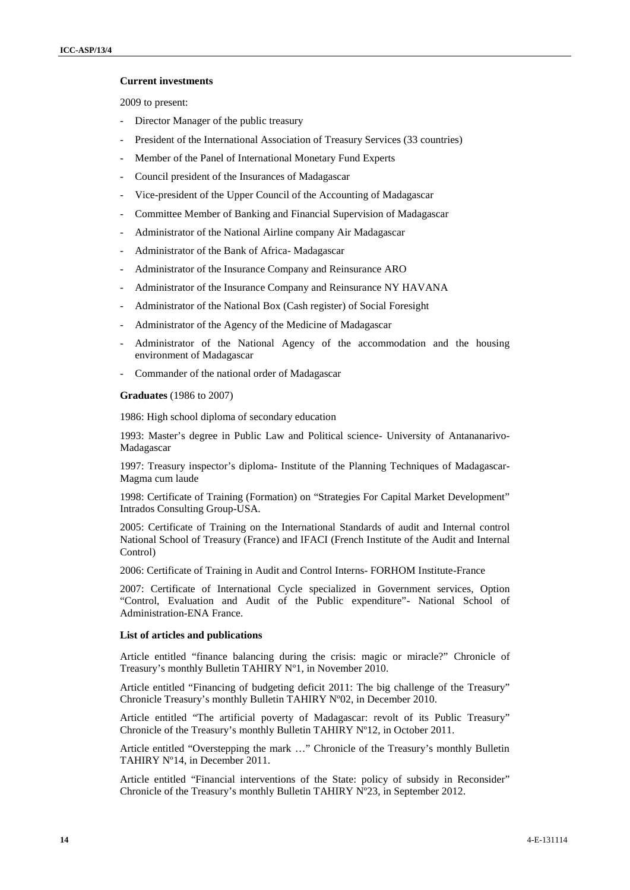**Current investments**

2009 to present:

- Director Manager of the public treasury
- President of the International Association of Treasury Services (33 countries)
- Member of the Panel of International Monetary Fund Experts
- Council president of the Insurances of Madagascar
- Vice-president of the Upper Council of the Accounting of Madagascar
- Committee Member of Banking and Financial Supervision of Madagascar
- Administrator of the National Airline company Air Madagascar
- Administrator of the Bank of Africa- Madagascar
- Administrator of the Insurance Company and Reinsurance ARO
- Administrator of the Insurance Company and Reinsurance NY HAVANA
- Administrator of the National Box (Cash register) of Social Foresight
- Administrator of the Agency of the Medicine of Madagascar
- Administrator of the National Agency of the accommodation and the housing environment of Madagascar
- Commander of the national order of Madagascar

**Graduates** (1986 to 2007)

1986: High school diploma of secondary education

1993: Master's degree in Public Law and Political science- University of Antananarivo-Madagascar

1997: Treasury inspector's diploma- Institute of the Planning Techniques of Madagascar-Magma cum laude

1998: Certificate of Training (Formation) on "Strategies For Capital Market Development" Intrados Consulting Group-USA.

2005: Certificate of Training on the International Standards of audit and Internal control National School of Treasury (France) and IFACI (French Institute of the Audit and Internal Control)

2006: Certificate of Training in Audit and Control Interns- FORHOM Institute-France

2007: Certificate of International Cycle specialized in Government services, Option "Control, Evaluation and Audit of the Public expenditure"- National School of Administration-ENA France.

**List of articles and publications**

Article entitled "finance balancing during the crisis: magic or miracle?" Chronicle of Treasury's monthly Bulletin TAHIRY N°1, in November 2010.

Article entitled "Financing of budgeting deficit 2011: The big challenge of the Treasury" Chronicle Treasury's monthly Bulletin TAHIRY Nº02, in December 2010.

Article entitled "The artificial poverty of Madagascar: revolt of its Public Treasury" Chronicle of the Treasury's monthly Bulletin TAHIRY Nº12, in October 2011.

Article entitled "Overstepping the mark …" Chronicle of the Treasury's monthly Bulletin TAHIRY Nº14, in December 2011.

Article entitled "Financial interventions of the State: policy of subsidy in Reconsider" Chronicle of the Treasury's monthly Bulletin TAHIRY Nº23, in September 2012.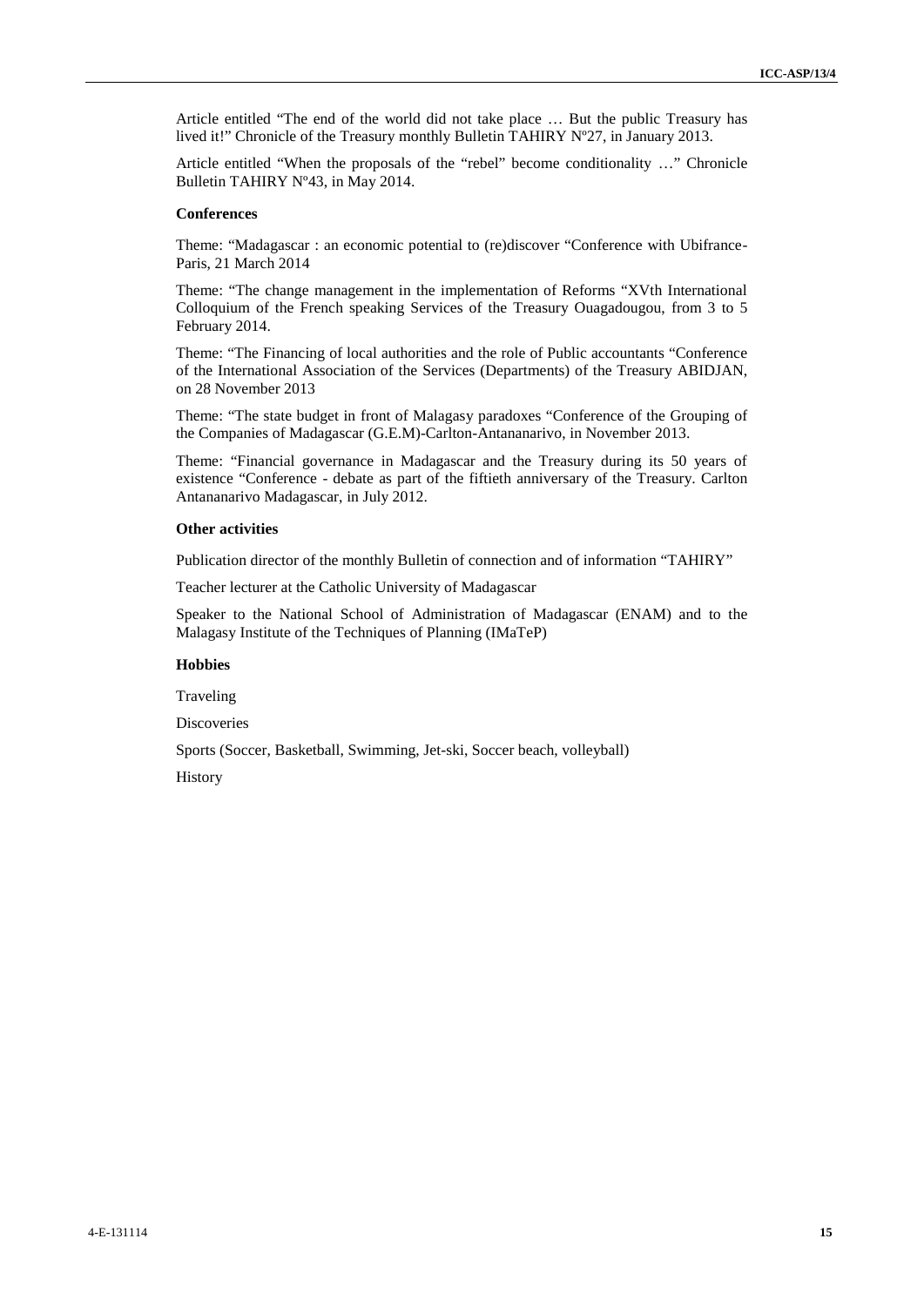Article entitled "The end of the world did not take place … But the public Treasury has lived it!" Chronicle of the Treasury monthly Bulletin TAHIRY Nº27, in January 2013.

Article entitled "When the proposals of the "rebel" become conditionality …" Chronicle Bulletin TAHIRY Nº43, in May 2014.

**Conferences**

Theme: "Madagascar : an economic potential to (re)discover "Conference with Ubifrance-Paris, 21 March 2014

Theme: "The change management in the implementation of Reforms "XVth International Colloquium of the French speaking Services of the Treasury Ouagadougou, from 3 to 5 February 2014.

Theme: "The Financing of local authorities and the role of Public accountants "Conference of the International Association of the Services (Departments) of the Treasury ABIDJAN, on 28 November 2013

Theme: "The state budget in front of Malagasy paradoxes "Conference of the Grouping of the Companies of Madagascar (G.E.M)-Carlton-Antananarivo, in November 2013.

Theme: "Financial governance in Madagascar and the Treasury during its 50 years of existence "Conference - debate as part of the fiftieth anniversary of the Treasury. Carlton Antananarivo Madagascar, in July 2012.

**Other activities**

Publication director of the monthly Bulletin of connection and of information "TAHIRY"

Teacher lecturer at the Catholic University of Madagascar

Speaker to the National School of Administration of Madagascar (ENAM) and to the Malagasy Institute of the Techniques of Planning (IMaTeP)

**Hobbies**

Traveling

Discoveries

Sports (Soccer, Basketball, Swimming, Jet-ski, Soccer beach, volleyball)

History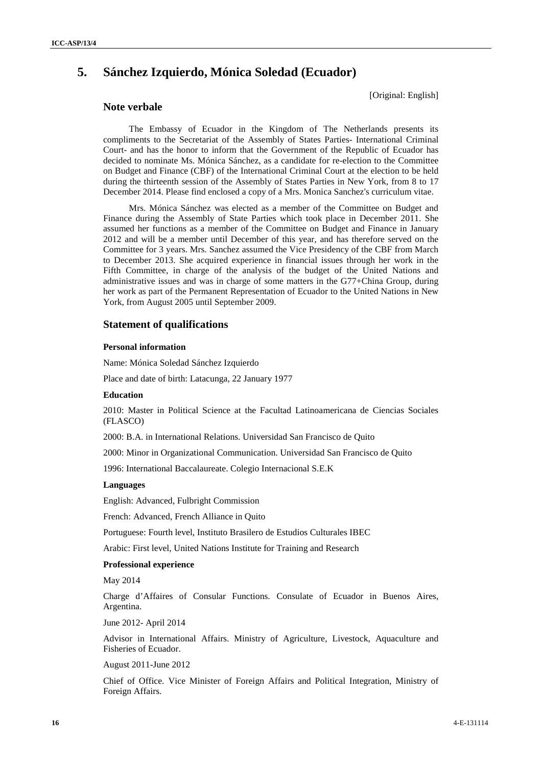## 5. Sánchez Izquierdo, Mónica Soledad (Ecuador)

[Original: English]

### Note verbale

The Embassy of Ecuador in the Kingdom of The Netherlands presents its compliments to the Secretariat of the Assembly of States Parties- International Criminal Court- and has the honor to inform that the Government of the Republic of Ecuador has decided to nominate Ms. Mónica Sánchez, as a candidate for re-election to the Committee on Budget and Finance (CBF) of the International Criminal Court at the election to be held during the thirteenth session of the Assembly of States Parties in New York, from 8 to 17 December 2014. Please find enclosed a copy of a Mrs. Monica Sanchez's curriculum vitae.

Mrs. Mónica Sánchez was elected as a member of the Committee on Budget and Finance during the Assembly of State Parties which took place in December 2011. She assumed her functions as a member of the Committee on Budget and Finance in January 2012 and will be a member until December of this year, and has therefore served on the Committee for 3 years. Mrs. Sanchez assumed the Vice Presidency of the CBF from March to December 2013. She acquired experience in financial issues through her work in the Fifth Committee, in charge of the analysis of the budget of the United Nations and administrative issues and was in charge of some matters in the G77+China Group, during her work as part of the Permanent Representation of Ecuador to the United Nations in New York, from August 2005 until September 2009.

### Statement of qualifications

#### Personal information

Name: Mónica Soledad Sánchez Izquierdo

Place and date of birth: Latacunga, 22 January 1977

#### Education

2010: Master in Political Science at the Facultad Latinoamericana de Ciencias Sociales (FLASCO)

2000: B.A. in International Relations. Universidad San Francisco de Quito

2000: Minor in Organizational Communication. Universidad San Francisco de Quito

1996: International Baccalaureate. Colegio Internacional S.E.K

#### Languages

English: Advanced, Fulbright Commission

French: Advanced, French Alliance in Quito

Portuguese: Fourth level, Instituto Brasilero de Estudios Culturales IBEC

Arabic: First level, United Nations Institute for Training and Research

#### Professional experience

May 2014

Charge d'Affaires of Consular Functions. Consulate of Ecuador in Buenos Aires, Argentina.

June 2012- April 2014

Advisor in International Affairs. Ministry of Agriculture, Livestock, Aquaculture and Fisheries of Ecuador.

August 2011-June 2012

Chief of Office. Vice Minister of Foreign Affairs and Political Integration, Ministry of Foreign Affairs.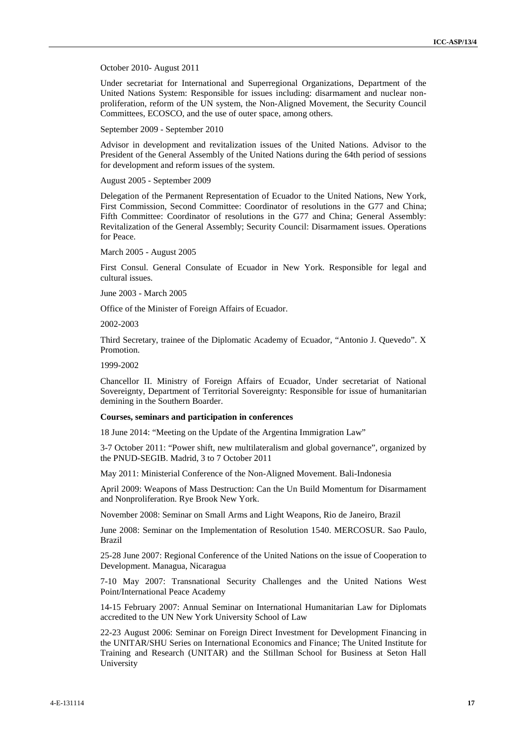October 2010- August 2011

Under secretariat for International and Superregional Organizations, Department of the United Nations System: Responsible for issues including: disarmament and nuclear non-proliferation, reform of the UN system, the Non-Aligned Movement, the Security Council Committees, ECOSCO, and the use of outer space, among others.

September 2009 - September 2010

Advisor in development and revitalization issues of the United Nations. Advisor to the President of the General Assembly of the United Nations during the 64th period of sessions for development and reform issues of the system.

August 2005 - September 2009

Delegation of the Permanent Representation of Ecuador to the United Nations, New York, First Commission, Second Committee: Coordinator of resolutions in the G77 and China; Fifth Committee: Coordinator of resolutions in the G77 and China; General Assembly: Revitalization of the General Assembly; Security Council: Disarmament issues. Operations for Peace.

March 2005 - August 2005

First Consul. General Consulate of Ecuador in New York. Responsible for legal and cultural issues.

June 2003 - March 2005

Office of the Minister of Foreign Affairs of Ecuador.

2002-2003

Third Secretary, trainee of the Diplomatic Academy of Ecuador, "Antonio J. Quevedo". X Promotion.

1999-2002

Chancellor II. Ministry of Foreign Affairs of Ecuador, Under secretariat of National Sovereignty, Department of Territorial Sovereignty: Responsible for issue of humanitarian demining in the Southern Boarder.

**Courses, seminars and participation in conferences**

18 June 2014: "Meeting on the Update of the Argentina Immigration Law"

3-7 October 2011: "Power shift, new multilateralism and global governance", organized by the PNUD-SEGIB. Madrid, 3 to 7 October 2011

May 2011: Ministerial Conference of the Non-Aligned Movement. Bali-Indonesia

April 2009: Weapons of Mass Destruction: Can the Un Build Momentum for Disarmament and Nonproliferation. Rye Brook New York.

November 2008: Seminar on Small Arms and Light Weapons, Rio de Janeiro, Brazil

June 2008: Seminar on the Implementation of Resolution 1540. MERCOSUR. Sao Paulo, Brazil

25-28 June 2007: Regional Conference of the United Nations on the issue of Cooperation to Development. Managua, Nicaragua

7-10 May 2007: Transnational Security Challenges and the United Nations West Point/International Peace Academy

14-15 February 2007: Annual Seminar on International Humanitarian Law for Diplomats accredited to the UN New York University School of Law

22-23 August 2006: Seminar on Foreign Direct Investment for Development Financing in the UNITAR/SHU Series on International Economics and Finance; The United Institute for Training and Research (UNITAR) and the Stillman School for Business at Seton Hall University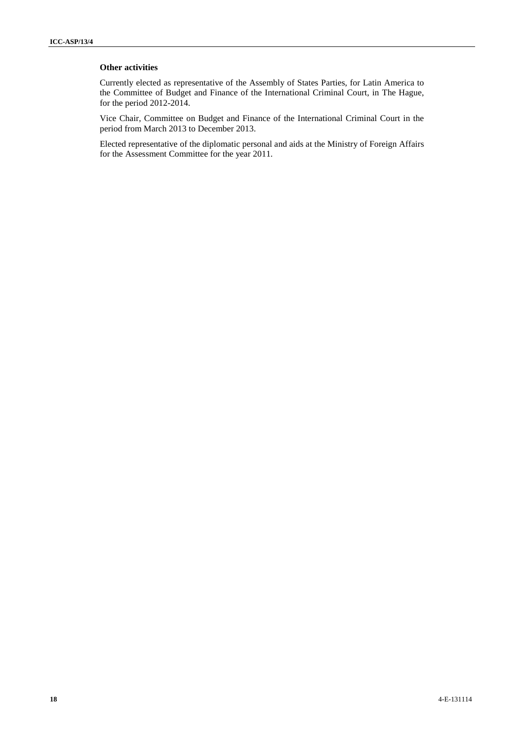**Other activities**

Currently elected as representative of the Assembly of States Parties, for Latin America to the Committee of Budget and Finance of the International Criminal Court, in The Hague, for the period 2012-2014.

Vice Chair, Committee on Budget and Finance of the International Criminal Court in the period from March 2013 to December 2013.

Elected representative of the diplomatic personal and aids at the Ministry of Foreign Affairs for the Assessment Committee for the year 2011.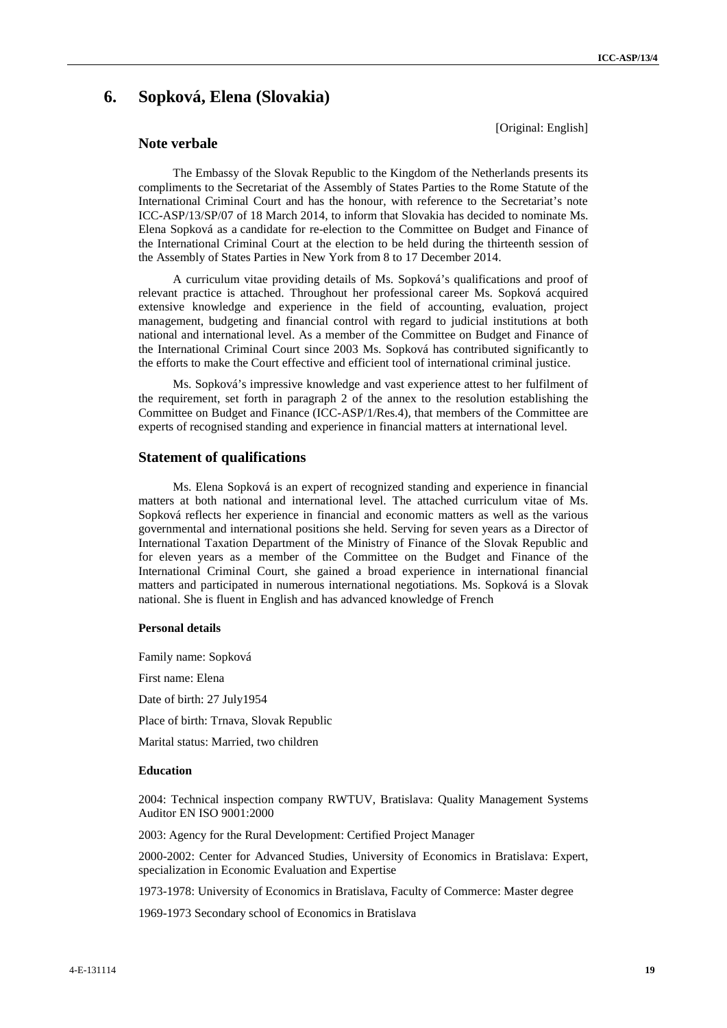## 6. Sopková, Elena (Slovakia)

[Original: English]

### Note verbale

The Embassy of the Slovak Republic to the Kingdom of the Netherlands presents its compliments to the Secretariat of the Assembly of States Parties to the Rome Statute of the International Criminal Court and has the honour, with reference to the Secretariat's note ICC-ASP/13/SP/07 of 18 March 2014, to inform that Slovakia has decided to nominate Ms. Elena Sopková as a candidate for re-election to the Committee on Budget and Finance of the International Criminal Court at the election to be held during the thirteenth session of the Assembly of States Parties in New York from 8 to 17 December 2014.

A curriculum vitae providing details of Ms. Sopková's qualifications and proof of relevant practice is attached. Throughout her professional career Ms. Sopková acquired extensive knowledge and experience in the field of accounting, evaluation, project management, budgeting and financial control with regard to judicial institutions at both national and international level. As a member of the Committee on Budget and Finance of the International Criminal Court since 2003 Ms. Sopková has contributed significantly to the efforts to make the Court effective and efficient tool of international criminal justice.

Ms. Sopková's impressive knowledge and vast experience attest to her fulfilment of the requirement, set forth in paragraph 2 of the annex to the resolution establishing the Committee on Budget and Finance (ICC-ASP/1/Res.4), that members of the Committee are experts of recognised standing and experience in financial matters at international level.

### Statement of qualifications

Ms. Elena Sopková is an expert of recognized standing and experience in financial matters at both national and international level. The attached curriculum vitae of Ms. Sopková reflects her experience in financial and economic matters as well as the various governmental and international positions she held. Serving for seven years as a Director of International Taxation Department of the Ministry of Finance of the Slovak Republic and for eleven years as a member of the Committee on the Budget and Finance of the International Criminal Court, she gained a broad experience in international financial matters and participated in numerous international negotiations. Ms. Sopková is a Slovak national. She is fluent in English and has advanced knowledge of French

#### Personal details

Family name: Sopková

First name: Elena

Date of birth: 27 July1954

Place of birth: Trnava, Slovak Republic

Marital status: Married, two children

#### Education

2004: Technical inspection company RWTUV, Bratislava: Quality Management Systems Auditor EN ISO 9001:2000

2003: Agency for the Rural Development: Certified Project Manager

2000-2002: Center for Advanced Studies, University of Economics in Bratislava: Expert, specialization in Economic Evaluation and Expertise

1973-1978: University of Economics in Bratislava, Faculty of Commerce: Master degree

1969-1973 Secondary school of Economics in Bratislava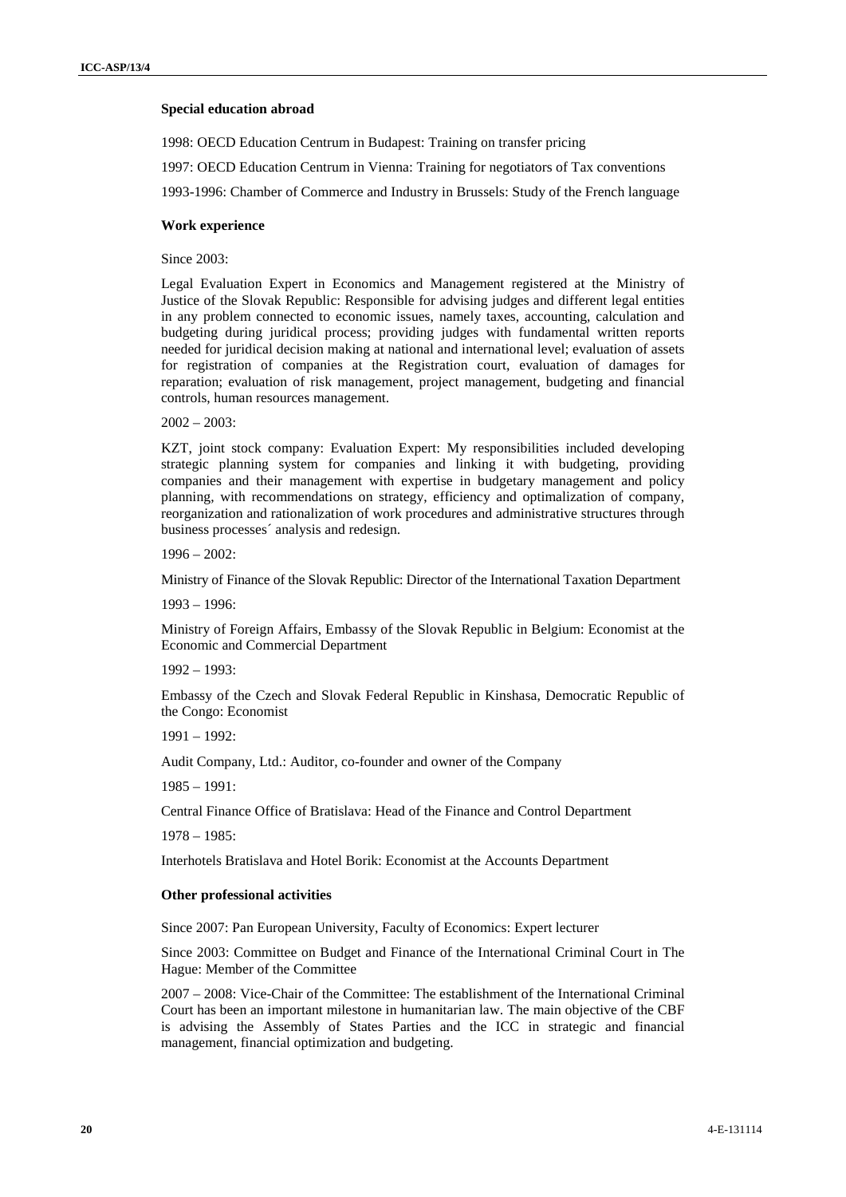**Special education abroad**

1998: OECD Education Centrum in Budapest: Training on transfer pricing

1997: OECD Education Centrum in Vienna: Training for negotiators of Tax conventions

1993-1996: Chamber of Commerce and Industry in Brussels: Study of the French language

**Work experience**

Since 2003:

Legal Evaluation Expert in Economics and Management registered at the Ministry of Justice of the Slovak Republic: Responsible for advising judges and different legal entities in any problem connected to economic issues, namely taxes, accounting, calculation and budgeting during juridical process; providing judges with fundamental written reports needed for juridical decision making at national and international level; evaluation of assets for registration of companies at the Registration court, evaluation of damages for reparation; evaluation of risk management, project management, budgeting and financial controls, human resources management.

2002 – 2003:

KZT, joint stock company: Evaluation Expert: My responsibilities included developing strategic planning system for companies and linking it with budgeting, providing companies and their management with expertise in budgetary management and policy planning, with recommendations on strategy, efficiency and optimalization of company, reorganization and rationalization of work procedures and administrative structures through business processes´ analysis and redesign.

1996 – 2002:

Ministry of Finance of the Slovak Republic: Director of the International Taxation Department

1993 – 1996:

Ministry of Foreign Affairs, Embassy of the Slovak Republic in Belgium: Economist at the Economic and Commercial Department

1992 – 1993:

Embassy of the Czech and Slovak Federal Republic in Kinshasa, Democratic Republic of the Congo: Economist

1991 – 1992:

Audit Company, Ltd.: Auditor, co-founder and owner of the Company

1985 – 1991:

Central Finance Office of Bratislava: Head of the Finance and Control Department

1978 – 1985:

Interhotels Bratislava and Hotel Borik: Economist at the Accounts Department

**Other professional activities**

Since 2007: Pan European University, Faculty of Economics: Expert lecturer

Since 2003: Committee on Budget and Finance of the International Criminal Court in The Hague: Member of the Committee

2007 – 2008: Vice-Chair of the Committee: The establishment of the International Criminal Court has been an important milestone in humanitarian law. The main objective of the CBF is advising the Assembly of States Parties and the ICC in strategic and financial management, financial optimization and budgeting.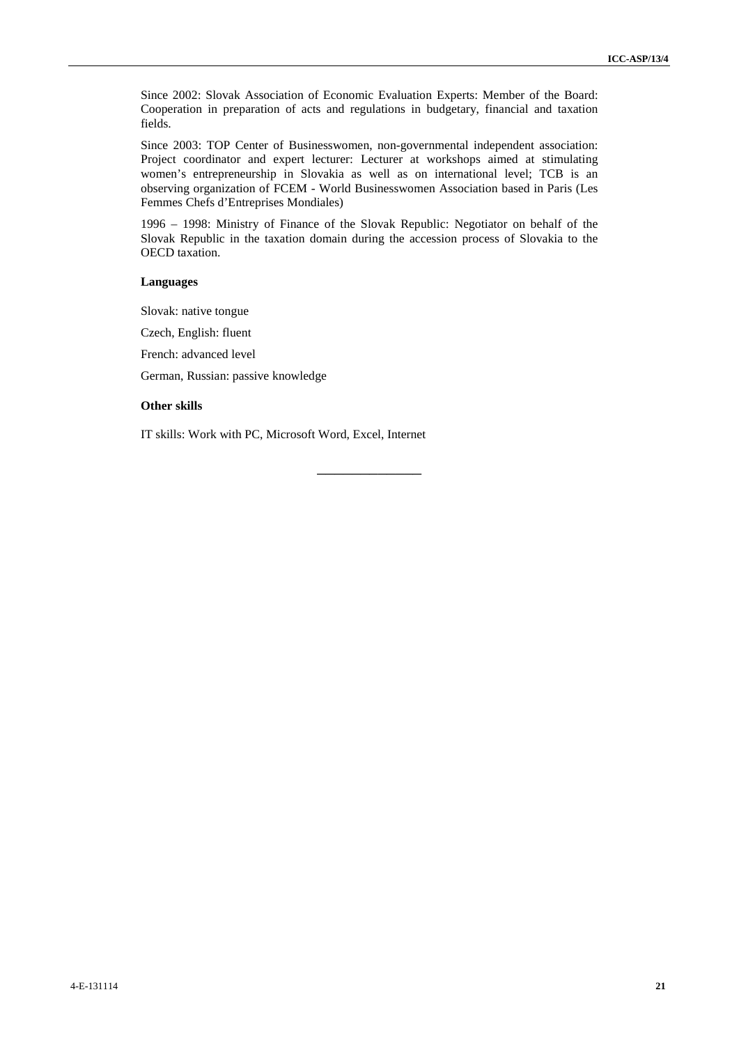Since 2002: Slovak Association of Economic Evaluation Experts: Member of the Board: Cooperation in preparation of acts and regulations in budgetary, financial and taxation fields.

Since 2003: TOP Center of Businesswomen, non-governmental independent association: Project coordinator and expert lecturer: Lecturer at workshops aimed at stimulating women's entrepreneurship in Slovakia as well as on international level; TCB is an observing organization of FCEM - World Businesswomen Association based in Paris (Les Femmes Chefs d'Entreprises Mondiales)

1996 – 1998: Ministry of Finance of the Slovak Republic: Negotiator on behalf of the Slovak Republic in the taxation domain during the accession process of Slovakia to the OECD taxation.

**Languages**

Slovak: native tongue

Czech, English: fluent

French: advanced level

German, Russian: passive knowledge

**Other skills**

IT skills: Work with PC, Microsoft Word, Excel, Internet

---